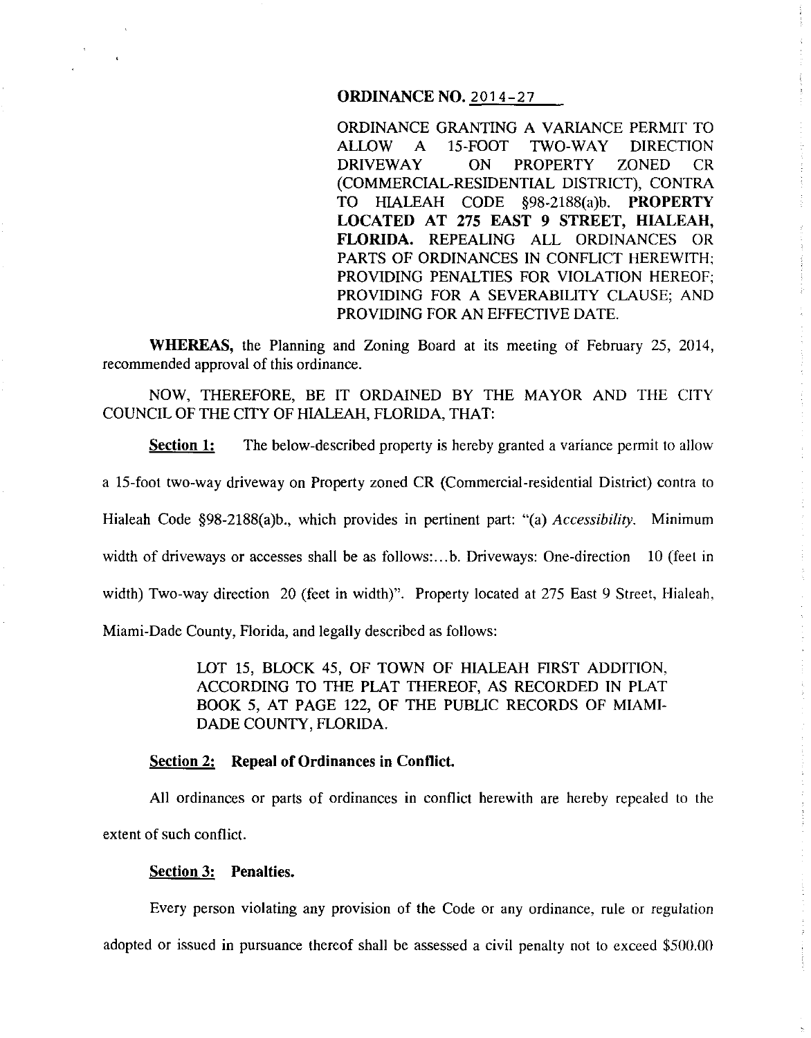# ORDINANCE NO. 2014-27

ORDINANCE GRANTING A VARIANCE PERMIT TO ALLOW A 15-FOOT TWO-WAY DIRECTION DRIVEWAY ON PROPERTY ZONED CR (COMMERCIAL-RESIDENTIAL DISTRICT), CONTRA TO HIALEAH CODE §98-2188(a)b. **PROPERTY LOCATED AT 275 EAST 9 STREET, HIALEAH, FLORIDA.** REPEALING ALL ORDINANCES OR PARTS OF ORDINANCES IN CONFLICT HEREWITH; PROVIDING PENALTIES FOR VIOLATION HEREOF; PROVIDING FOR A SEVERABILITY CLAUSE; AND PROVIDING FOR AN EFFECTIVE DATE.

**WHEREAS,** the Planning and Zoning Board at its meeting of February 25, 2014, recommended approval of this ordinance.

NOW, THEREFORE, BE IT ORDAINED BY THE MAYOR AND THE CITY COUNCIL OF THE CITY OF HIALEAH, FLORIDA, THAT:

**Section 1:** The below-described property is hereby granted a variance permit to allow a 15-foot two-way driveway on Property zoned CR (Commercial-residential District) contra to Hialeah Code §98-2188(a)b., which provides in pertinent part: "(a) *Accessibility.* Minimum width of driveways or accesses shall be as follows:...b. Driveways: One-direction 10 (feet in width) Two-way direction 20 (feet in width)". Property located at 275 East 9 Street, Hialeah, Miami-Dade County, Florida, and legally described as follows:

> LOT 15, BLOCK 45, OF TOWN OF HIALEAH FIRST ADDITION, ACCORDING TO THE PLAT THEREOF, AS RECORDED IN PLAT BOOK 5, AT PAGE 122, OF THE PUBLIC RECORDS OF MIAMI-DADE COUNTY, FLORIDA.

**Section 2: Repeal of Ordinances in Conflict.**

All ordinances or parts of ordinances in conflict herewith are hereby repealed to the extent of such conflict.

**Section 3: Penalties.**

Every person violating any provision of the Code or any ordinance, rule or regulation adopted or issued in pursuance thereof shall be assessed a civil penalty not to exceed $500.00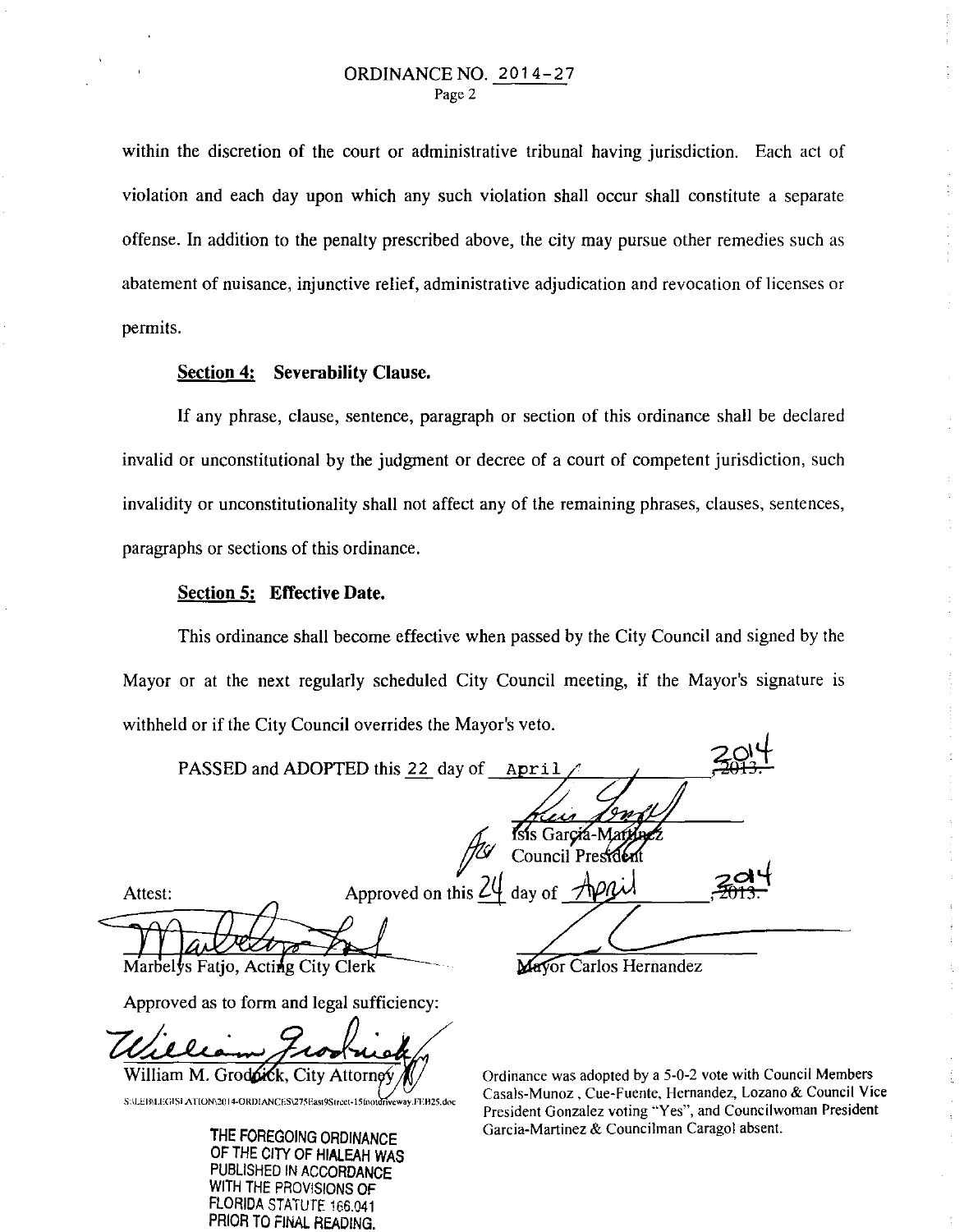ORDINANCE NO. 2014-27

within the discretion of the court or administrative tribunal having jurisdiction. Each act of violation and each day upon which any such violation shall occur shall constitute a separate offense. In addition to the penalty prescribed above, the city may pursue other remedies such as abatement of nuisance, injunctive relief, administrative adjudication and revocation of licenses or permits.

**Section 4: Severability Clause.**

If any phrase, clause, sentence, paragraph or section of this ordinance shall be declared invalid or unconstitutional by the judgment or decree of a court of competent jurisdiction, such invalidity or unconstitutionality shall not affect any of the remaining phrases, clauses, sentences, paragraphs or sections of this ordinance.

**Section 5: Effective Date.**

This ordinance shall become effective when passed by the City Council and signed by the Mayor or at the next regularly scheduled City Council meeting, if the Mayor's signature is withheld or if the City Council overrides the Mayor's veto.

PASSED and ADOPTED this 22 day of April, ~~2013.~~ 2014

Isis Garcia-Martinez
Council President

Attest:

Approved on this 24 day of April, ~~2013.~~ 2014

Marbelys Fatjo, Acting City Clerk

Mayor Carlos Hernandez

Approved as to form and legal sufficiency:

William M. Grodnick, City Attorney

S:\LEB\LEGISLATION\2014-ORDINANCES\275East9Street-15footdriveway.FEB25.doc

Ordinance was adopted by a 5-0-2 vote with Council Members Casals-Munoz, Cue-Fuente, Hernandez, Lozano & Council Vice President Gonzalez voting "Yes", and Councilwoman President Garcia-Martinez & Councilman Caragol absent.

THE FOREGOING ORDINANCE OF THE CITY OF HIALEAH WAS PUBLISHED IN ACCORDANCE WITH THE PROVISIONS OF FLORIDA STATUTE 166.041 PRIOR TO FINAL READING.